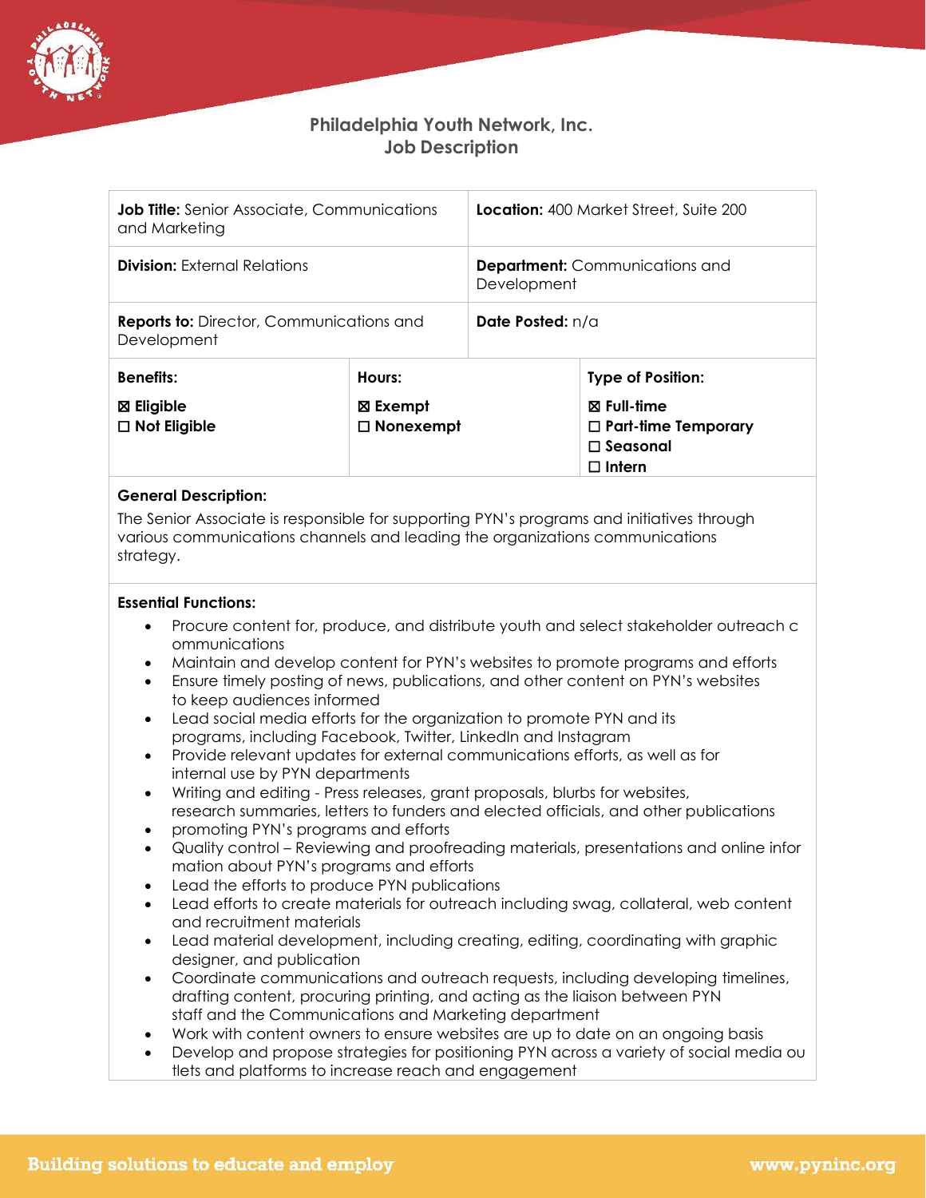# Philadelphia Youth Network, Inc.
## Job Description

| | | |
|---|---|---|
| **Job Title:** Senior Associate, Communications and Marketing | **Location:** 400 Market Street, Suite 200 | |
| **Division:** External Relations | **Department:** Communications and Development | |
| **Reports to:** Director, Communications and Development | **Date Posted:** n/a | |
| **Benefits:**<br>☒ **Eligible**<br>☐ **Not Eligible** | **Hours:**<br>☒ **Exempt**<br>☐ **Nonexempt** | **Type of Position:**<br>☒ **Full-time**<br>☐ **Part-time Temporary**<br>☐ **Seasonal**<br>☐ **Intern** |

**General Description:**

The Senior Associate is responsible for supporting PYN's programs and initiatives through various communications channels and leading the organizations communications strategy.

**Essential Functions:**

- Procure content for, produce, and distribute youth and select stakeholder outreach c ommunications
- Maintain and develop content for PYN's websites to promote programs and efforts
- Ensure timely posting of news, publications, and other content on PYN's websites to keep audiences informed
- Lead social media efforts for the organization to promote PYN and its programs, including Facebook, Twitter, LinkedIn and Instagram
- Provide relevant updates for external communications efforts, as well as for internal use by PYN departments
- Writing and editing - Press releases, grant proposals, blurbs for websites, research summaries, letters to funders and elected officials, and other publications
- promoting PYN's programs and efforts
- Quality control – Reviewing and proofreading materials, presentations and online infor mation about PYN's programs and efforts
- Lead the efforts to produce PYN publications
- Lead efforts to create materials for outreach including swag, collateral, web content and recruitment materials
- Lead material development, including creating, editing, coordinating with graphic designer, and publication
- Coordinate communications and outreach requests, including developing timelines, drafting content, procuring printing, and acting as the liaison between PYN staff and the Communications and Marketing department
- Work with content owners to ensure websites are up to date on an ongoing basis
- Develop and propose strategies for positioning PYN across a variety of social media ou tlets and platforms to increase reach and engagement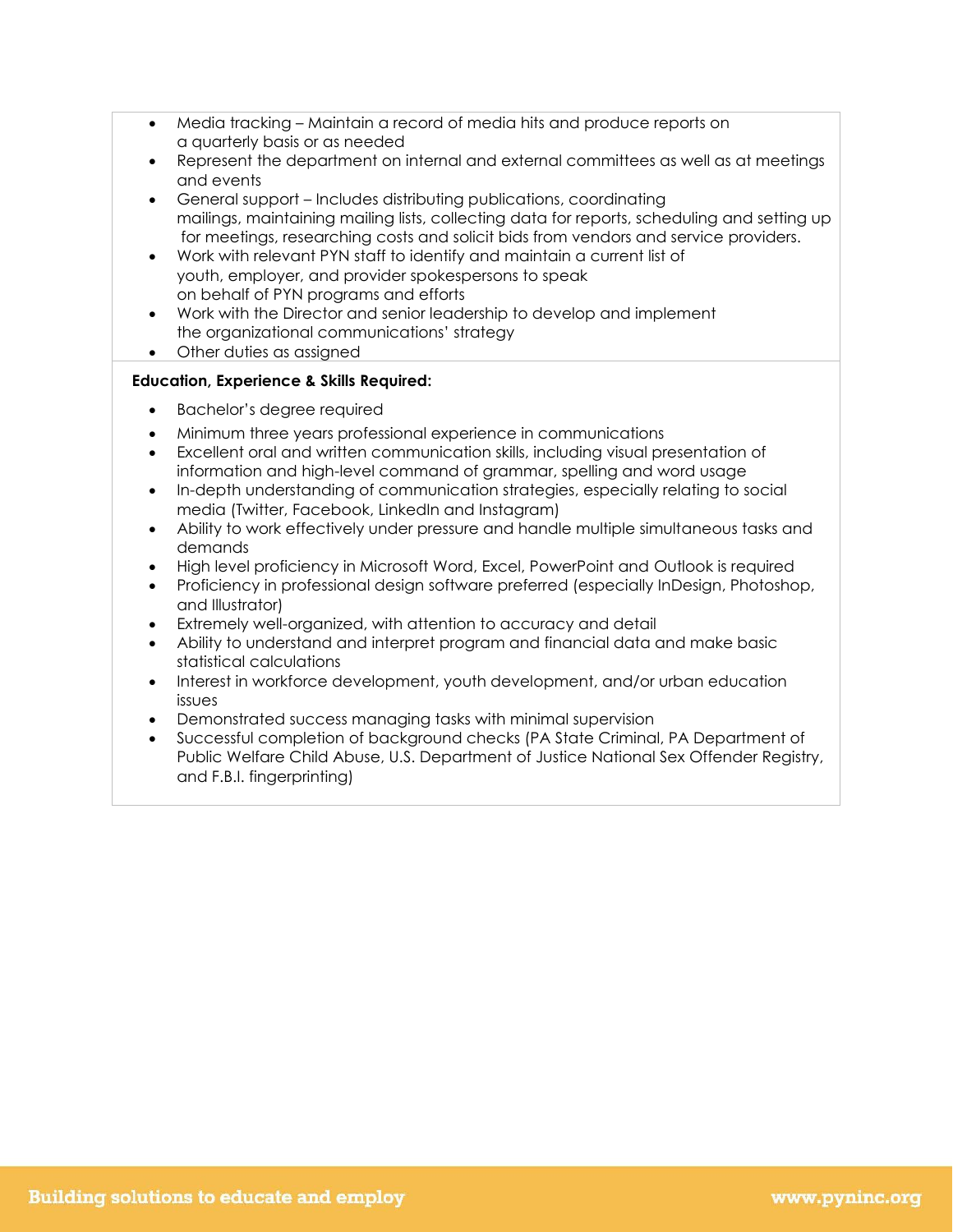- Media tracking – Maintain a record of media hits and produce reports on a quarterly basis or as needed
- Represent the department on internal and external committees as well as at meetings and events
- General support – Includes distributing publications, coordinating mailings, maintaining mailing lists, collecting data for reports, scheduling and setting up for meetings, researching costs and solicit bids from vendors and service providers.
- Work with relevant PYN staff to identify and maintain a current list of youth, employer, and provider spokespersons to speak on behalf of PYN programs and efforts
- Work with the Director and senior leadership to develop and implement the organizational communications' strategy
- Other duties as assigned

**Education, Experience & Skills Required:**

- Bachelor's degree required
- Minimum three years professional experience in communications
- Excellent oral and written communication skills, including visual presentation of information and high-level command of grammar, spelling and word usage
- In-depth understanding of communication strategies, especially relating to social media (Twitter, Facebook, LinkedIn and Instagram)
- Ability to work effectively under pressure and handle multiple simultaneous tasks and demands
- High level proficiency in Microsoft Word, Excel, PowerPoint and Outlook is required
- Proficiency in professional design software preferred (especially InDesign, Photoshop, and Illustrator)
- Extremely well-organized, with attention to accuracy and detail
- Ability to understand and interpret program and financial data and make basic statistical calculations
- Interest in workforce development, youth development, and/or urban education issues
- Demonstrated success managing tasks with minimal supervision
- Successful completion of background checks (PA State Criminal, PA Department of Public Welfare Child Abuse, U.S. Department of Justice National Sex Offender Registry, and F.B.I. fingerprinting)